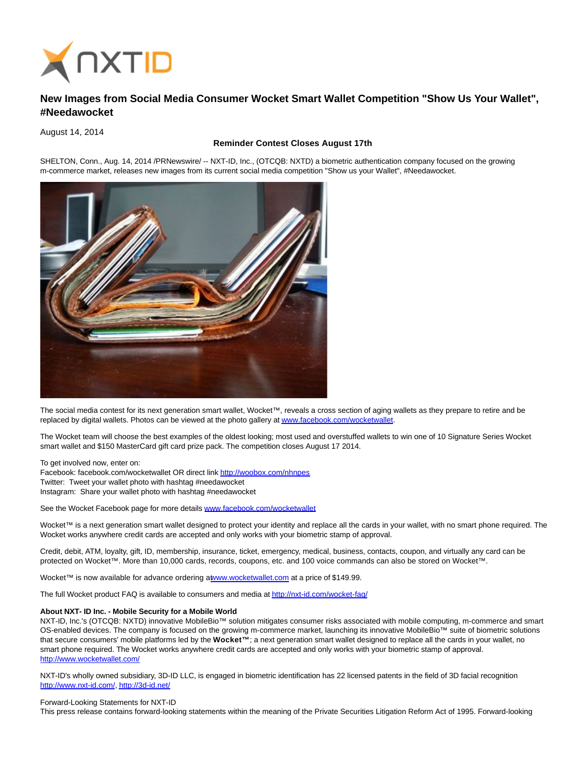# New Images from Social Media Consumer Wocket Smart Wallet Competition "Show Us Your Wallet", #Needawocket

August 14, 2014

**Reminder Contest Closes August 17th**

SHELTON, Conn., Aug. 14, 2014 /PRNewswire/ -- NXT-ID, Inc., (OTCQB: NXTD) a biometric authentication company focused on the growing m-commerce market, releases new images from its current social media competition "Show us your Wallet", #Needawocket.

The social media contest for its next generation smart wallet, Wocket™, reveals a cross section of aging wallets as they prepare to retire and be replaced by digital wallets. Photos can be viewed at the photo gallery at www.facebook.com/wocketwallet.

The Wocket team will choose the best examples of the oldest looking; most used and overstuffed wallets to win one of 10 Signature Series Wocket smart wallet and $150 MasterCard gift card prize pack. The competition closes August 17 2014.

To get involved now, enter on:
Facebook: facebook.com/wocketwallet OR direct link http://woobox.com/nhnpes
Twitter: Tweet your wallet photo with hashtag #needawocket
Instagram: Share your wallet photo with hashtag #needawocket

See the Wocket Facebook page for more details www.facebook.com/wocketwallet

Wocket™ is a next generation smart wallet designed to protect your identity and replace all the cards in your wallet, with no smart phone required. The Wocket works anywhere credit cards are accepted and only works with your biometric stamp of approval.

Credit, debit, ATM, loyalty, gift, ID, membership, insurance, ticket, emergency, medical, business, contacts, coupon, and virtually any card can be protected on Wocket™. More than 10,000 cards, records, coupons, etc. and 100 voice commands can also be stored on Wocket™.

Wocket™ is now available for advance ordering at www.wocketwallet.com at a price of $149.99.

The full Wocket product FAQ is available to consumers and media at http://nxt-id.com/wocket-faq/

**About NXT- ID Inc. - Mobile Security for a Mobile World**
NXT-ID, Inc.'s (OTCQB: NXTD) innovative MobileBio™ solution mitigates consumer risks associated with mobile computing, m-commerce and smart OS-enabled devices. The company is focused on the growing m-commerce market, launching its innovative MobileBio™ suite of biometric solutions that secure consumers' mobile platforms led by the **Wocket™**; a next generation smart wallet designed to replace all the cards in your wallet, no smart phone required. The Wocket works anywhere credit cards are accepted and only works with your biometric stamp of approval.
http://www.wocketwallet.com/

NXT-ID's wholly owned subsidiary, 3D-ID LLC, is engaged in biometric identification has 22 licensed patents in the field of 3D facial recognition
http://www.nxt-id.com/, http://3d-id.net/

Forward-Looking Statements for NXT-ID
This press release contains forward-looking statements within the meaning of the Private Securities Litigation Reform Act of 1995. Forward-looking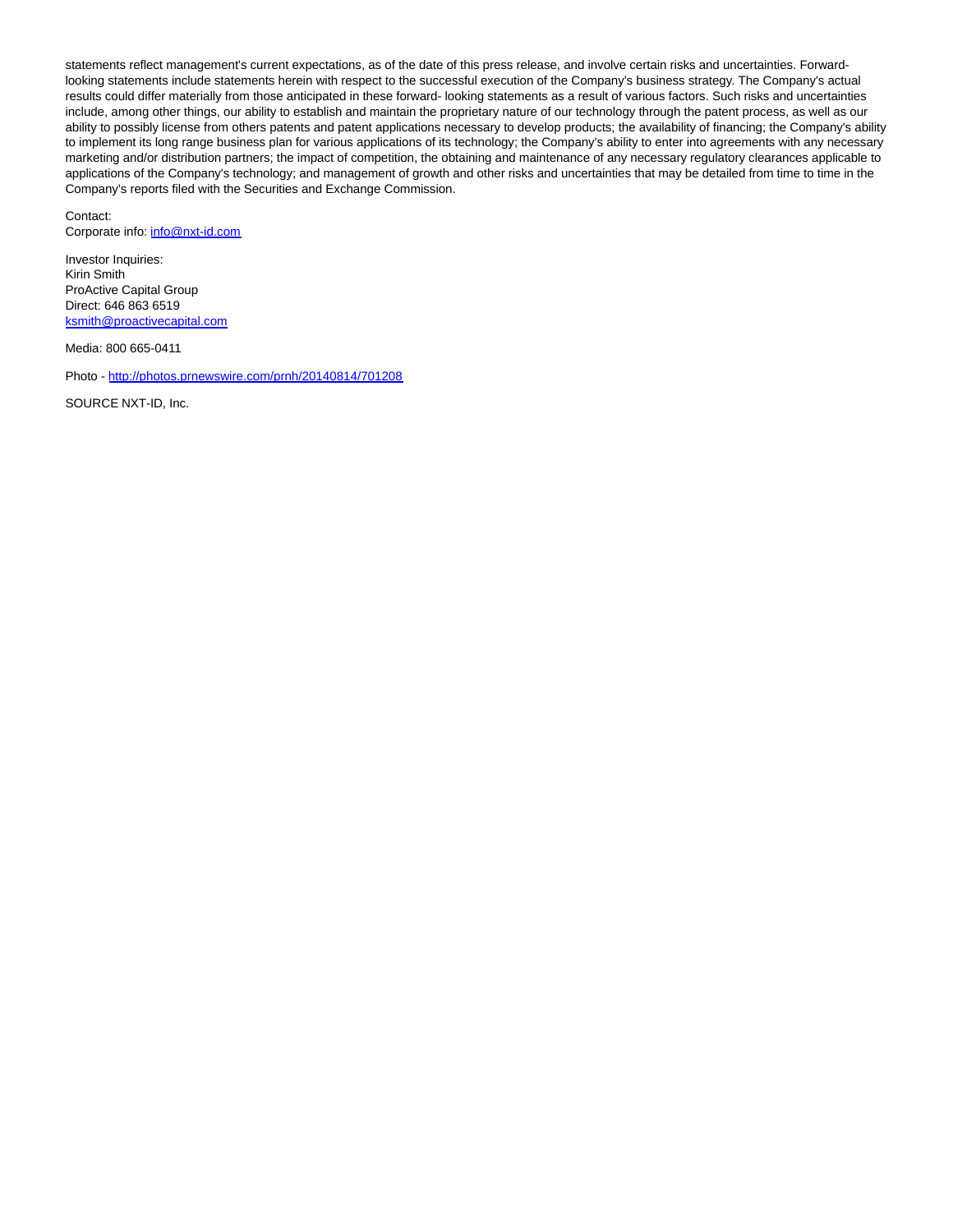statements reflect management's current expectations, as of the date of this press release, and involve certain risks and uncertainties. Forward-looking statements include statements herein with respect to the successful execution of the Company's business strategy. The Company's actual results could differ materially from those anticipated in these forward- looking statements as a result of various factors. Such risks and uncertainties include, among other things, our ability to establish and maintain the proprietary nature of our technology through the patent process, as well as our ability to possibly license from others patents and patent applications necessary to develop products; the availability of financing; the Company's ability to implement its long range business plan for various applications of its technology; the Company's ability to enter into agreements with any necessary marketing and/or distribution partners; the impact of competition, the obtaining and maintenance of any necessary regulatory clearances applicable to applications of the Company's technology; and management of growth and other risks and uncertainties that may be detailed from time to time in the Company's reports filed with the Securities and Exchange Commission.

Contact:
Corporate info: info@nxt-id.com

Investor Inquiries:
Kirin Smith
ProActive Capital Group
Direct: 646 863 6519
ksmith@proactivecapital.com

Media: 800 665-0411

Photo - http://photos.prnewswire.com/prnh/20140814/701208

SOURCE NXT-ID, Inc.